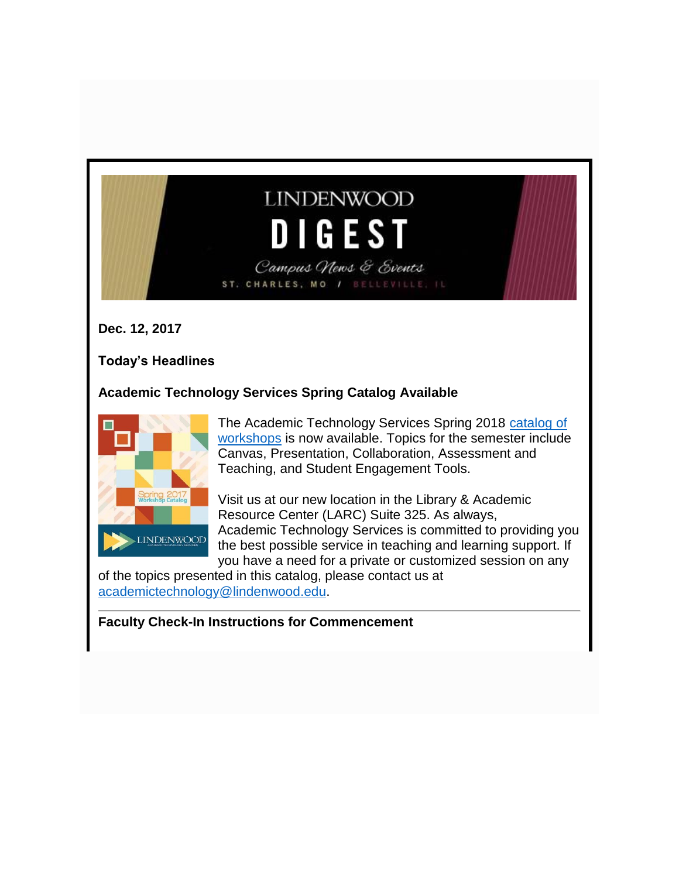LINDENWOOD

# DIGEST

*Campus News & Events*

ST. CHARLES, MO / BELLEVILLE, IL

**Dec. 12, 2017**

**Today's Headlines**

### Academic Technology Services Spring Catalog Available

Spring 2017 Workshop Catalog

LINDENWOOD

The Academic Technology Services Spring 2018 catalog of workshops is now available. Topics for the semester include Canvas, Presentation, Collaboration, Assessment and Teaching, and Student Engagement Tools.

Visit us at our new location in the Library & Academic Resource Center (LARC) Suite 325. As always, Academic Technology Services is committed to providing you the best possible service in teaching and learning support. If you have a need for a private or customized session on any of the topics presented in this catalog, please contact us at academictechnology@lindenwood.edu.

---

### Faculty Check-In Instructions for Commencement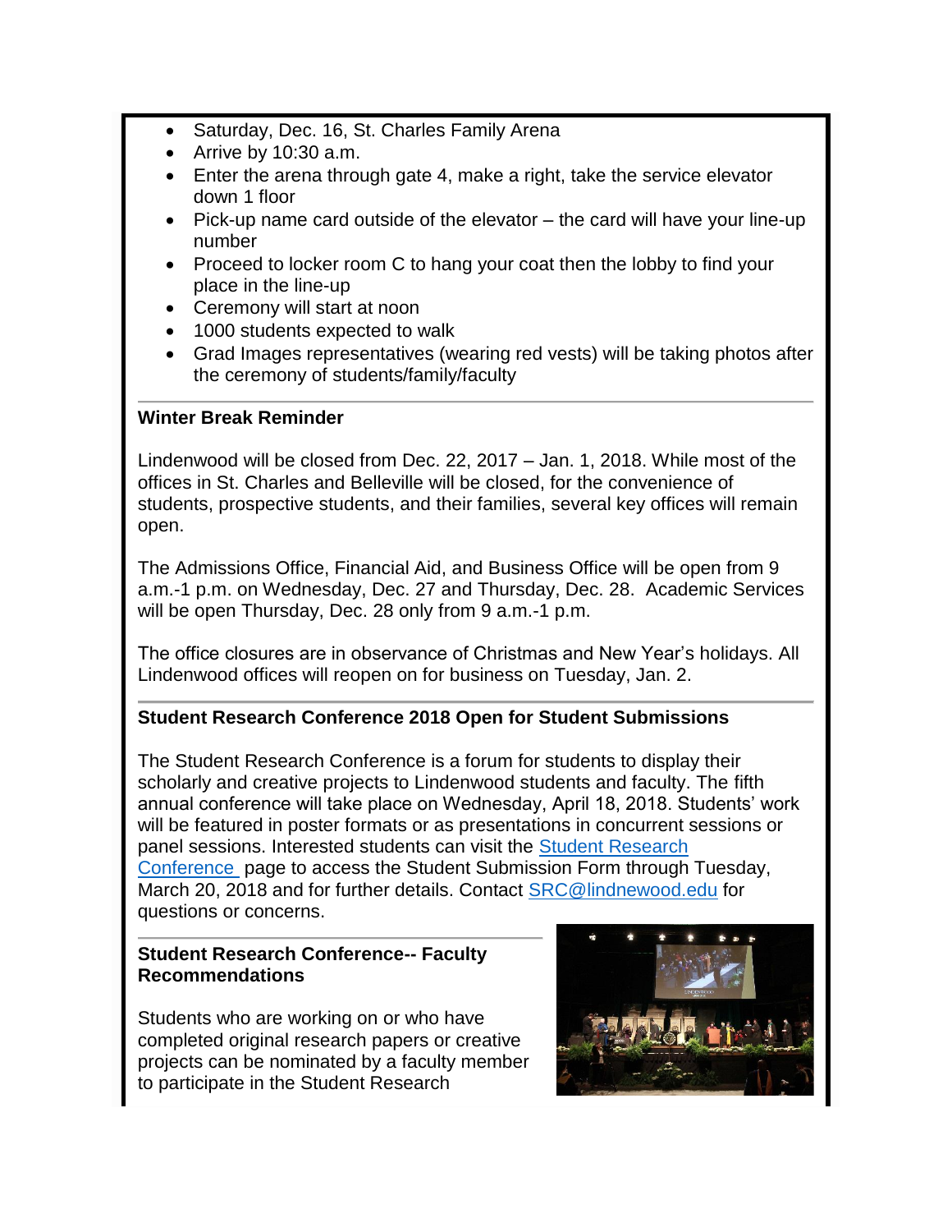- Saturday, Dec. 16, St. Charles Family Arena
- Arrive by 10:30 a.m.
- Enter the arena through gate 4, make a right, take the service elevator down 1 floor
- Pick-up name card outside of the elevator – the card will have your line-up number
- Proceed to locker room C to hang your coat then the lobby to find your place in the line-up
- Ceremony will start at noon
- 1000 students expected to walk
- Grad Images representatives (wearing red vests) will be taking photos after the ceremony of students/family/faculty

**Winter Break Reminder**

Lindenwood will be closed from Dec. 22, 2017 – Jan. 1, 2018. While most of the offices in St. Charles and Belleville will be closed, for the convenience of students, prospective students, and their families, several key offices will remain open.

The Admissions Office, Financial Aid, and Business Office will be open from 9 a.m.-1 p.m. on Wednesday, Dec. 27 and Thursday, Dec. 28. Academic Services will be open Thursday, Dec. 28 only from 9 a.m.-1 p.m.

The office closures are in observance of Christmas and New Year's holidays. All Lindenwood offices will reopen on for business on Tuesday, Jan. 2.

**Student Research Conference 2018 Open for Student Submissions**

The Student Research Conference is a forum for students to display their scholarly and creative projects to Lindenwood students and faculty. The fifth annual conference will take place on Wednesday, April 18, 2018. Students' work will be featured in poster formats or as presentations in concurrent sessions or panel sessions. Interested students can visit the Student Research Conference page to access the Student Submission Form through Tuesday, March 20, 2018 and for further details. Contact SRC@lindnewood.edu for questions or concerns.

**Student Research Conference-- Faculty Recommendations**

Students who are working on or who have completed original research papers or creative projects can be nominated by a faculty member to participate in the Student Research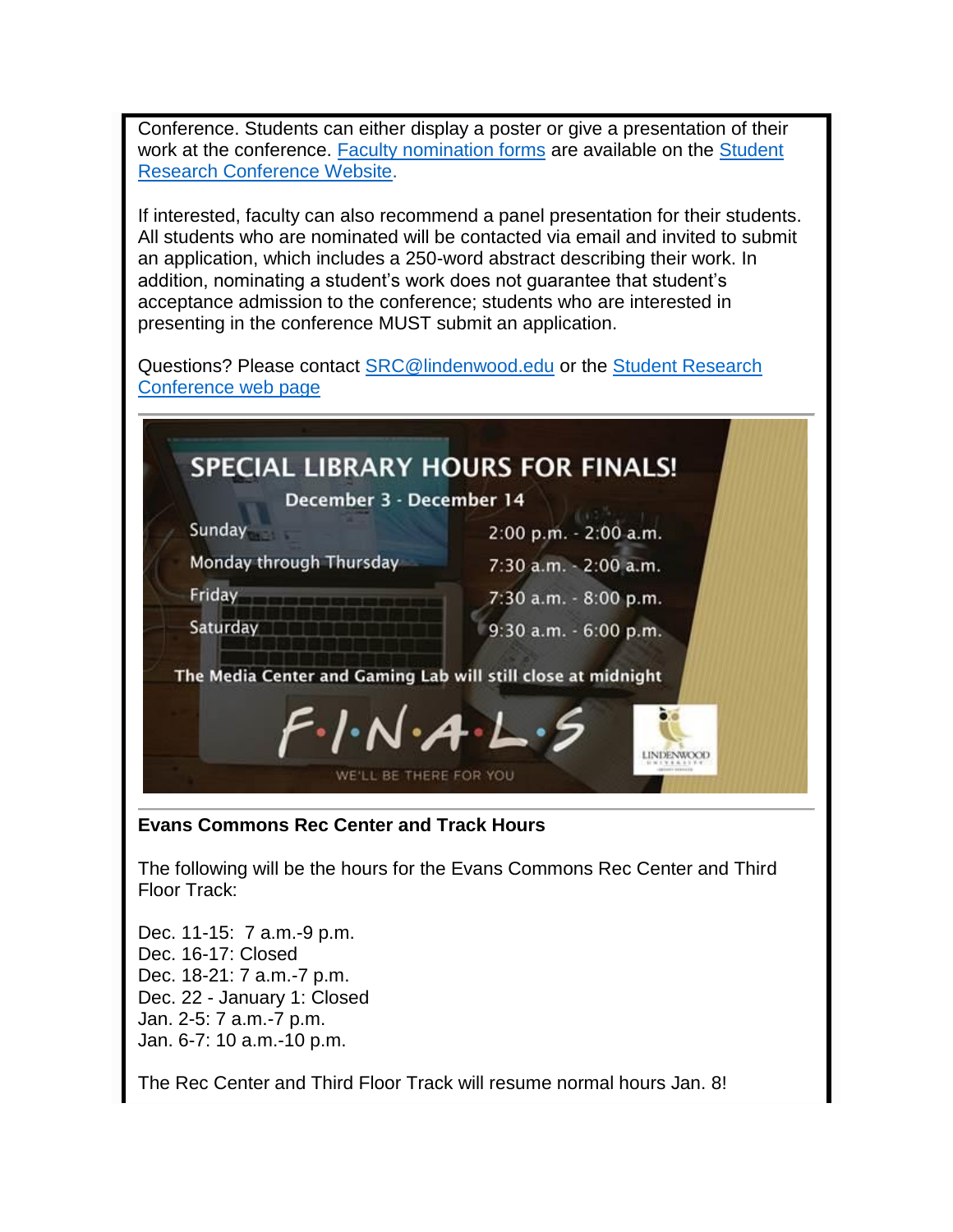Conference. Students can either display a poster or give a presentation of their work at the conference. Faculty nomination forms are available on the Student Research Conference Website.

If interested, faculty can also recommend a panel presentation for their students. All students who are nominated will be contacted via email and invited to submit an application, which includes a 250-word abstract describing their work. In addition, nominating a student's work does not guarantee that student's acceptance admission to the conference; students who are interested in presenting in the conference MUST submit an application.

Questions? Please contact SRC@lindenwood.edu or the Student Research Conference web page

---

## SPECIAL LIBRARY HOURS FOR FINALS!

**December 3 - December 14**

| | |
|---|---|
| Sunday | 2:00 p.m. - 2:00 a.m. |
| Monday through Thursday | 7:30 a.m. - 2:00 a.m. |
| Friday | 7:30 a.m. - 8:00 p.m. |
| Saturday | 9:30 a.m. - 6:00 p.m. |

The Media Center and Gaming Lab will still close at midnight

F·I·N·A·L·S

WE'LL BE THERE FOR YOU

LINDENWOOD UNIVERSITY

---

**Evans Commons Rec Center and Track Hours**

The following will be the hours for the Evans Commons Rec Center and Third Floor Track:

Dec. 11-15: 7 a.m.-9 p.m.
Dec. 16-17: Closed
Dec. 18-21: 7 a.m.-7 p.m.
Dec. 22 - January 1: Closed
Jan. 2-5: 7 a.m.-7 p.m.
Jan. 6-7: 10 a.m.-10 p.m.

The Rec Center and Third Floor Track will resume normal hours Jan. 8!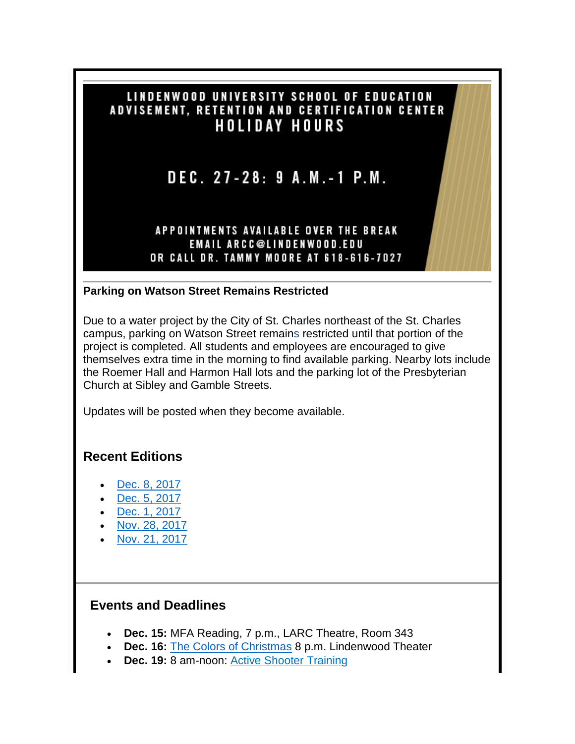LINDENWOOD UNIVERSITY SCHOOL OF EDUCATION
ADVISEMENT, RETENTION AND CERTIFICATION CENTER
HOLIDAY HOURS

DEC. 27-28: 9 A.M.-1 P.M.

APPOINTMENTS AVAILABLE OVER THE BREAK
EMAIL ARCC@LINDENWOOD.EDU
OR CALL DR. TAMMY MOORE AT 618-616-7027

---

**Parking on Watson Street Remains Restricted**

Due to a water project by the City of St. Charles northeast of the St. Charles campus, parking on Watson Street remains restricted until that portion of the project is completed. All students and employees are encouraged to give themselves extra time in the morning to find available parking. Nearby lots include the Roemer Hall and Harmon Hall lots and the parking lot of the Presbyterian Church at Sibley and Gamble Streets.

Updates will be posted when they become available.

## Recent Editions

- Dec. 8, 2017
- Dec. 5, 2017
- Dec. 1, 2017
- Nov. 28, 2017
- Nov. 21, 2017

---

## Events and Deadlines

- **Dec. 15:** MFA Reading, 7 p.m., LARC Theatre, Room 343
- **Dec. 16:** The Colors of Christmas 8 p.m. Lindenwood Theater
- **Dec. 19:** 8 am-noon: Active Shooter Training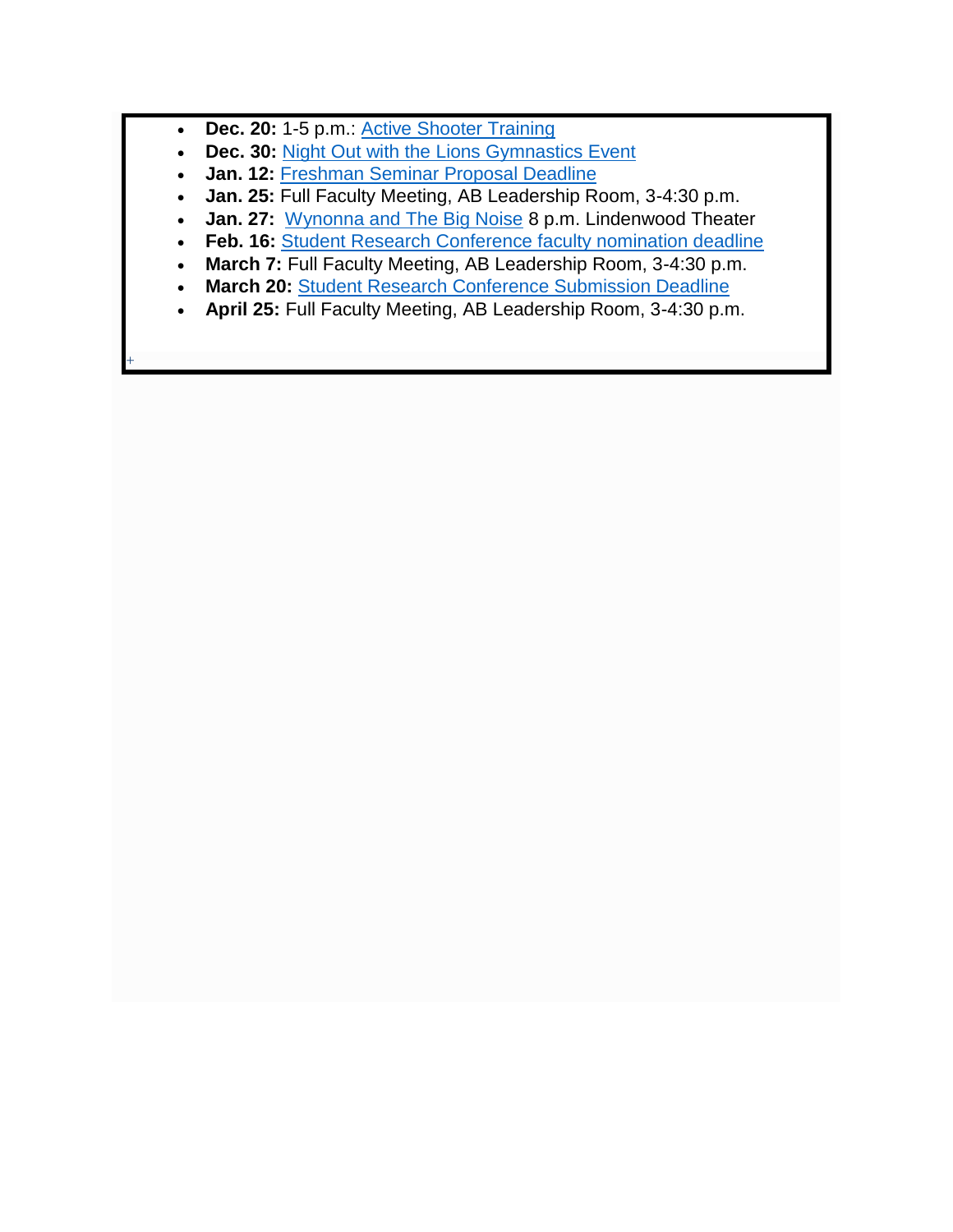- **Dec. 20:** 1-5 p.m.: Active Shooter Training
- **Dec. 30:** Night Out with the Lions Gymnastics Event
- **Jan. 12:** Freshman Seminar Proposal Deadline
- **Jan. 25:** Full Faculty Meeting, AB Leadership Room, 3-4:30 p.m.
- **Jan. 27:** Wynonna and The Big Noise 8 p.m. Lindenwood Theater
- **Feb. 16:** Student Research Conference faculty nomination deadline
- **March 7:** Full Faculty Meeting, AB Leadership Room, 3-4:30 p.m.
- **March 20:** Student Research Conference Submission Deadline
- **April 25:** Full Faculty Meeting, AB Leadership Room, 3-4:30 p.m.

+